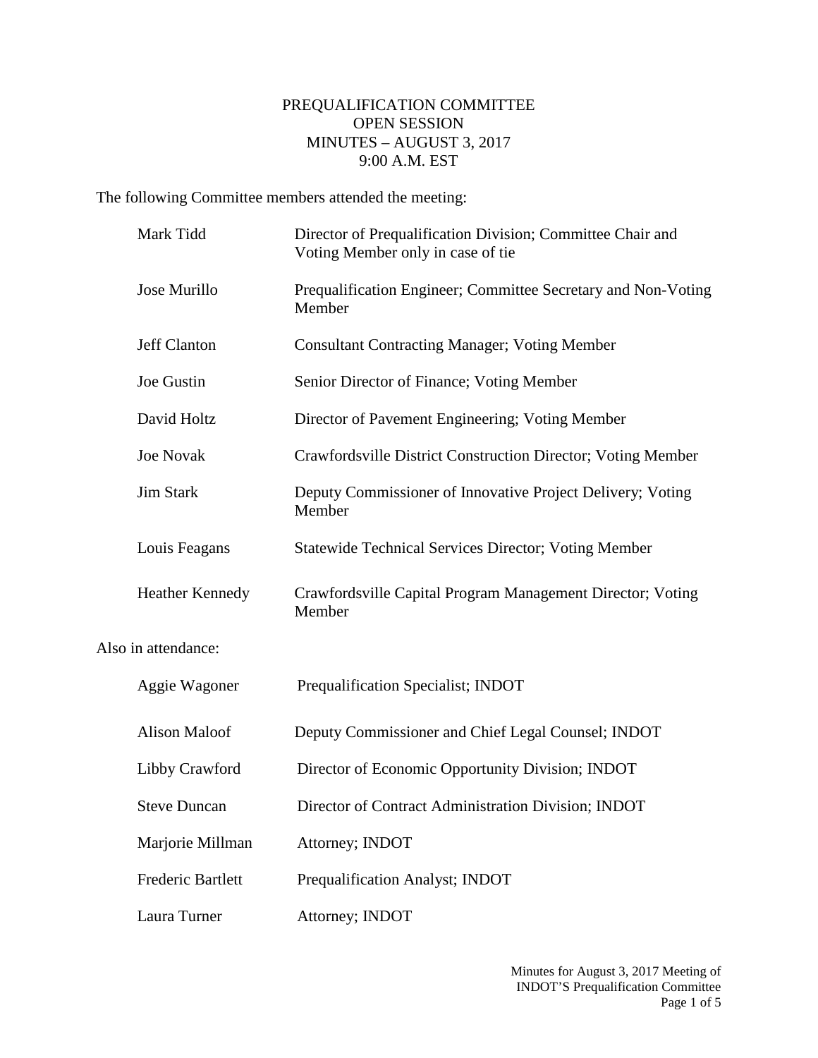# PREQUALIFICATION COMMITTEE
## OPEN SESSION
## MINUTES – AUGUST 3, 2017
## 9:00 A.M. EST

The following Committee members attended the meeting:

| | |
|---|---|
| Mark Tidd | Director of Prequalification Division; Committee Chair and Voting Member only in case of tie |
| Jose Murillo | Prequalification Engineer; Committee Secretary and Non-Voting Member |
| Jeff Clanton | Consultant Contracting Manager; Voting Member |
| Joe Gustin | Senior Director of Finance; Voting Member |
| David Holtz | Director of Pavement Engineering; Voting Member |
| Joe Novak | Crawfordsville District Construction Director; Voting Member |
| Jim Stark | Deputy Commissioner of Innovative Project Delivery; Voting Member |
| Louis Feagans | Statewide Technical Services Director; Voting Member |
| Heather Kennedy | Crawfordsville Capital Program Management Director; Voting Member |

Also in attendance:

| | |
|---|---|
| Aggie Wagoner | Prequalification Specialist; INDOT |
| Alison Maloof | Deputy Commissioner and Chief Legal Counsel; INDOT |
| Libby Crawford | Director of Economic Opportunity Division; INDOT |
| Steve Duncan | Director of Contract Administration Division; INDOT |
| Marjorie Millman | Attorney; INDOT |
| Frederic Bartlett | Prequalification Analyst; INDOT |
| Laura Turner | Attorney; INDOT |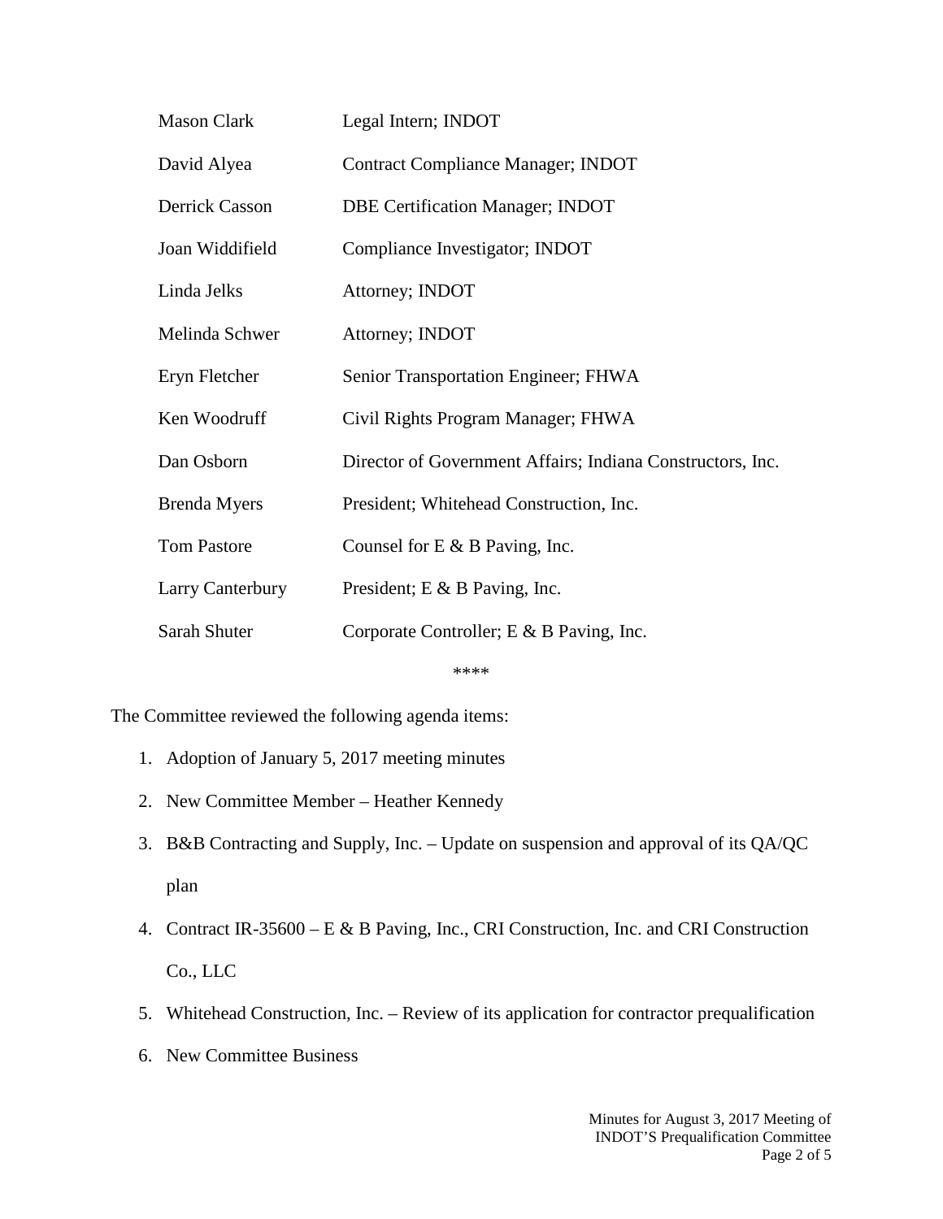| | |
|---|---|
| Mason Clark | Legal Intern; INDOT |
| David Alyea | Contract Compliance Manager; INDOT |
| Derrick Casson | DBE Certification Manager; INDOT |
| Joan Widdifield | Compliance Investigator; INDOT |
| Linda Jelks | Attorney; INDOT |
| Melinda Schwer | Attorney; INDOT |
| Eryn Fletcher | Senior Transportation Engineer; FHWA |
| Ken Woodruff | Civil Rights Program Manager; FHWA |
| Dan Osborn | Director of Government Affairs; Indiana Constructors, Inc. |
| Brenda Myers | President; Whitehead Construction, Inc. |
| Tom Pastore | Counsel for E & B Paving, Inc. |
| Larry Canterbury | President; E & B Paving, Inc. |
| Sarah Shuter | Corporate Controller; E & B Paving, Inc. |

****

The Committee reviewed the following agenda items:

1. Adoption of January 5, 2017 meeting minutes
2. New Committee Member – Heather Kennedy
3. B&B Contracting and Supply, Inc. – Update on suspension and approval of its QA/QC plan
4. Contract IR-35600 – E & B Paving, Inc., CRI Construction, Inc. and CRI Construction Co., LLC
5. Whitehead Construction, Inc. – Review of its application for contractor prequalification
6. New Committee Business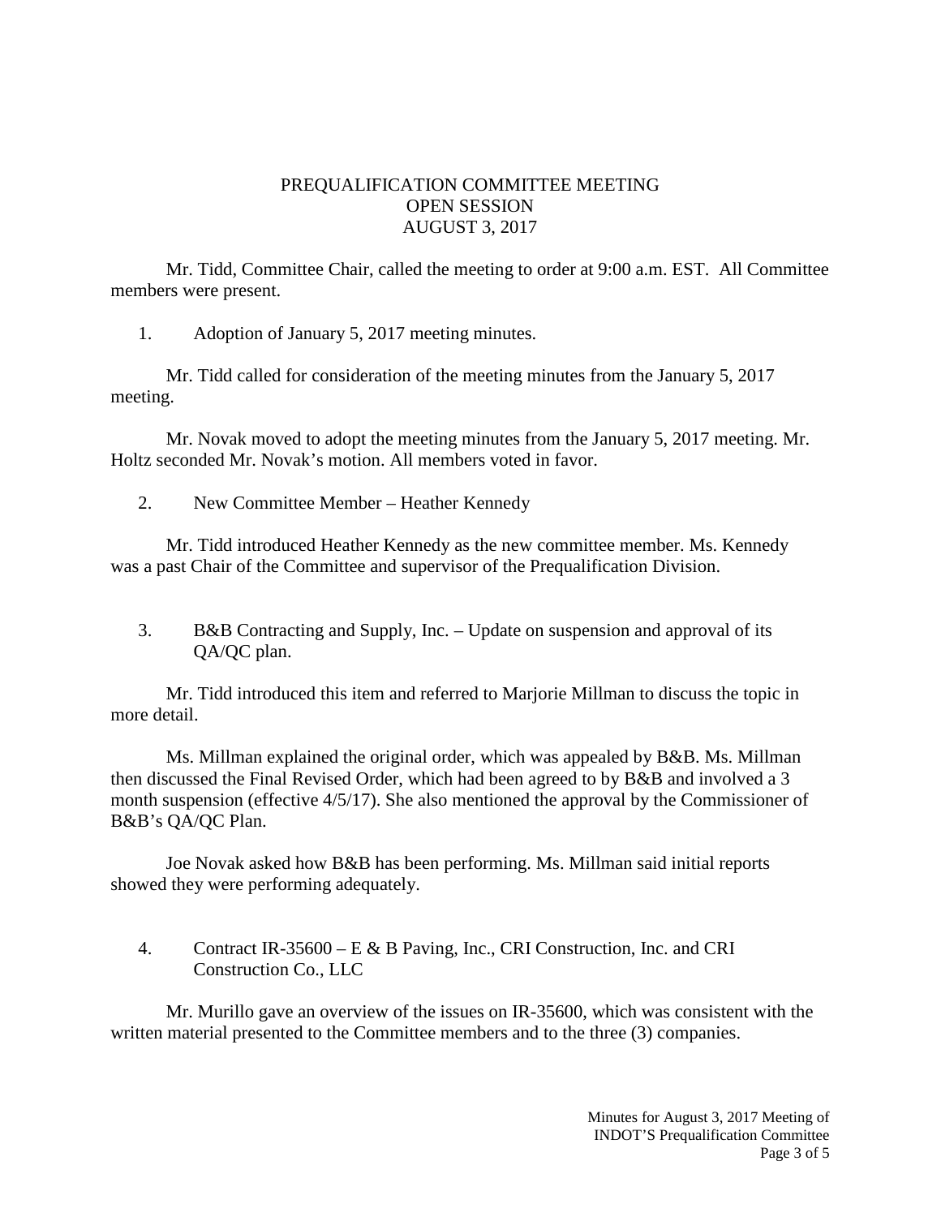# PREQUALIFICATION COMMITTEE MEETING
## OPEN SESSION
## AUGUST 3, 2017

Mr. Tidd, Committee Chair, called the meeting to order at 9:00 a.m. EST. All Committee members were present.

1. Adoption of January 5, 2017 meeting minutes.

Mr. Tidd called for consideration of the meeting minutes from the January 5, 2017 meeting.

Mr. Novak moved to adopt the meeting minutes from the January 5, 2017 meeting. Mr. Holtz seconded Mr. Novak's motion. All members voted in favor.

2. New Committee Member – Heather Kennedy

Mr. Tidd introduced Heather Kennedy as the new committee member. Ms. Kennedy was a past Chair of the Committee and supervisor of the Prequalification Division.

3. B&B Contracting and Supply, Inc. – Update on suspension and approval of its QA/QC plan.

Mr. Tidd introduced this item and referred to Marjorie Millman to discuss the topic in more detail.

Ms. Millman explained the original order, which was appealed by B&B. Ms. Millman then discussed the Final Revised Order, which had been agreed to by B&B and involved a 3 month suspension (effective 4/5/17). She also mentioned the approval by the Commissioner of B&B's QA/QC Plan.

Joe Novak asked how B&B has been performing. Ms. Millman said initial reports showed they were performing adequately.

4. Contract IR-35600 – E & B Paving, Inc., CRI Construction, Inc. and CRI Construction Co., LLC

Mr. Murillo gave an overview of the issues on IR-35600, which was consistent with the written material presented to the Committee members and to the three (3) companies.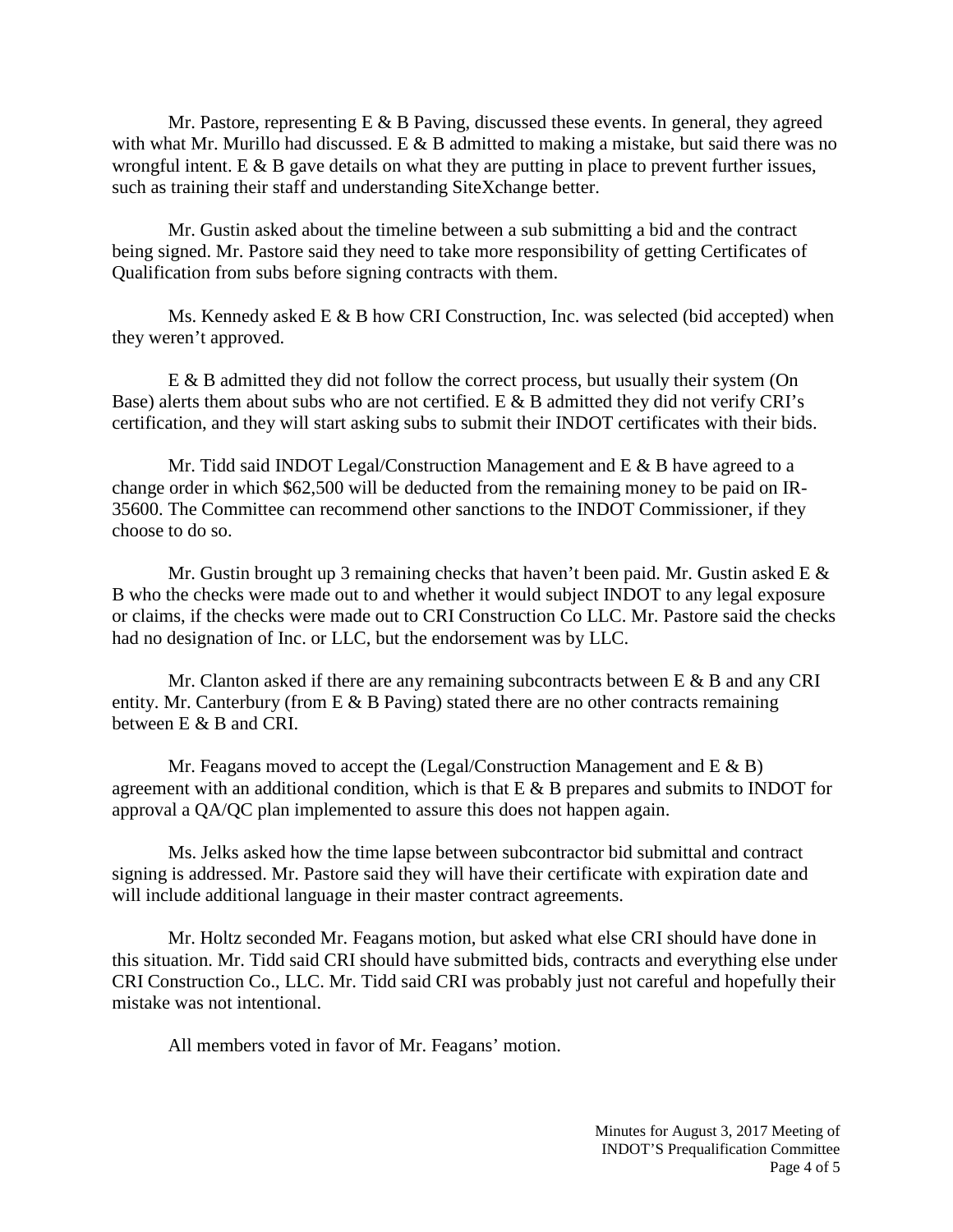Mr. Pastore, representing E & B Paving, discussed these events. In general, they agreed with what Mr. Murillo had discussed. E & B admitted to making a mistake, but said there was no wrongful intent. E & B gave details on what they are putting in place to prevent further issues, such as training their staff and understanding SiteXchange better.

Mr. Gustin asked about the timeline between a sub submitting a bid and the contract being signed. Mr. Pastore said they need to take more responsibility of getting Certificates of Qualification from subs before signing contracts with them.

Ms. Kennedy asked E & B how CRI Construction, Inc. was selected (bid accepted) when they weren't approved.

E & B admitted they did not follow the correct process, but usually their system (On Base) alerts them about subs who are not certified. E & B admitted they did not verify CRI's certification, and they will start asking subs to submit their INDOT certificates with their bids.

Mr. Tidd said INDOT Legal/Construction Management and E & B have agreed to a change order in which $62,500 will be deducted from the remaining money to be paid on IR-35600. The Committee can recommend other sanctions to the INDOT Commissioner, if they choose to do so.

Mr. Gustin brought up 3 remaining checks that haven't been paid. Mr. Gustin asked E & B who the checks were made out to and whether it would subject INDOT to any legal exposure or claims, if the checks were made out to CRI Construction Co LLC. Mr. Pastore said the checks had no designation of Inc. or LLC, but the endorsement was by LLC.

Mr. Clanton asked if there are any remaining subcontracts between E & B and any CRI entity. Mr. Canterbury (from E & B Paving) stated there are no other contracts remaining between E & B and CRI.

Mr. Feagans moved to accept the (Legal/Construction Management and E & B) agreement with an additional condition, which is that E & B prepares and submits to INDOT for approval a QA/QC plan implemented to assure this does not happen again.

Ms. Jelks asked how the time lapse between subcontractor bid submittal and contract signing is addressed. Mr. Pastore said they will have their certificate with expiration date and will include additional language in their master contract agreements.

Mr. Holtz seconded Mr. Feagans motion, but asked what else CRI should have done in this situation. Mr. Tidd said CRI should have submitted bids, contracts and everything else under CRI Construction Co., LLC. Mr. Tidd said CRI was probably just not careful and hopefully their mistake was not intentional.

All members voted in favor of Mr. Feagans' motion.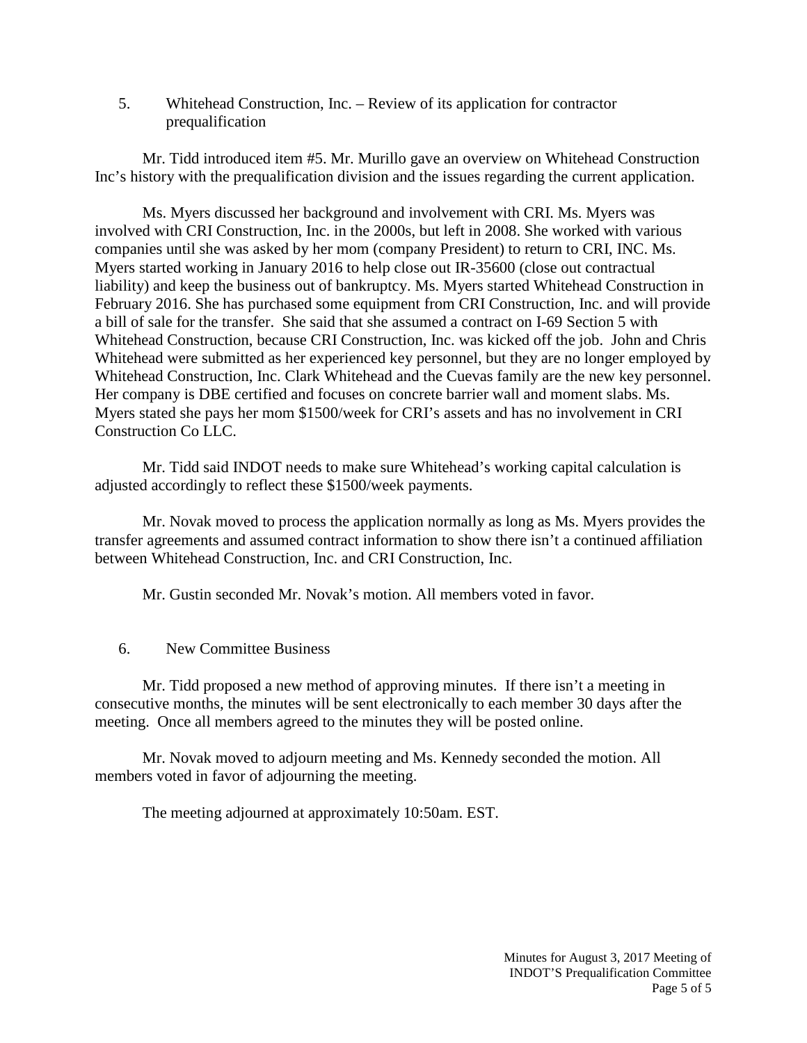5. Whitehead Construction, Inc. – Review of its application for contractor prequalification

Mr. Tidd introduced item #5. Mr. Murillo gave an overview on Whitehead Construction Inc's history with the prequalification division and the issues regarding the current application.

Ms. Myers discussed her background and involvement with CRI. Ms. Myers was involved with CRI Construction, Inc. in the 2000s, but left in 2008. She worked with various companies until she was asked by her mom (company President) to return to CRI, INC. Ms. Myers started working in January 2016 to help close out IR-35600 (close out contractual liability) and keep the business out of bankruptcy. Ms. Myers started Whitehead Construction in February 2016. She has purchased some equipment from CRI Construction, Inc. and will provide a bill of sale for the transfer. She said that she assumed a contract on I-69 Section 5 with Whitehead Construction, because CRI Construction, Inc. was kicked off the job. John and Chris Whitehead were submitted as her experienced key personnel, but they are no longer employed by Whitehead Construction, Inc. Clark Whitehead and the Cuevas family are the new key personnel. Her company is DBE certified and focuses on concrete barrier wall and moment slabs. Ms. Myers stated she pays her mom $1500/week for CRI's assets and has no involvement in CRI Construction Co LLC.

Mr. Tidd said INDOT needs to make sure Whitehead's working capital calculation is adjusted accordingly to reflect these $1500/week payments.

Mr. Novak moved to process the application normally as long as Ms. Myers provides the transfer agreements and assumed contract information to show there isn't a continued affiliation between Whitehead Construction, Inc. and CRI Construction, Inc.

Mr. Gustin seconded Mr. Novak's motion. All members voted in favor.

6. New Committee Business

Mr. Tidd proposed a new method of approving minutes. If there isn't a meeting in consecutive months, the minutes will be sent electronically to each member 30 days after the meeting. Once all members agreed to the minutes they will be posted online.

Mr. Novak moved to adjourn meeting and Ms. Kennedy seconded the motion. All members voted in favor of adjourning the meeting.

The meeting adjourned at approximately 10:50am. EST.